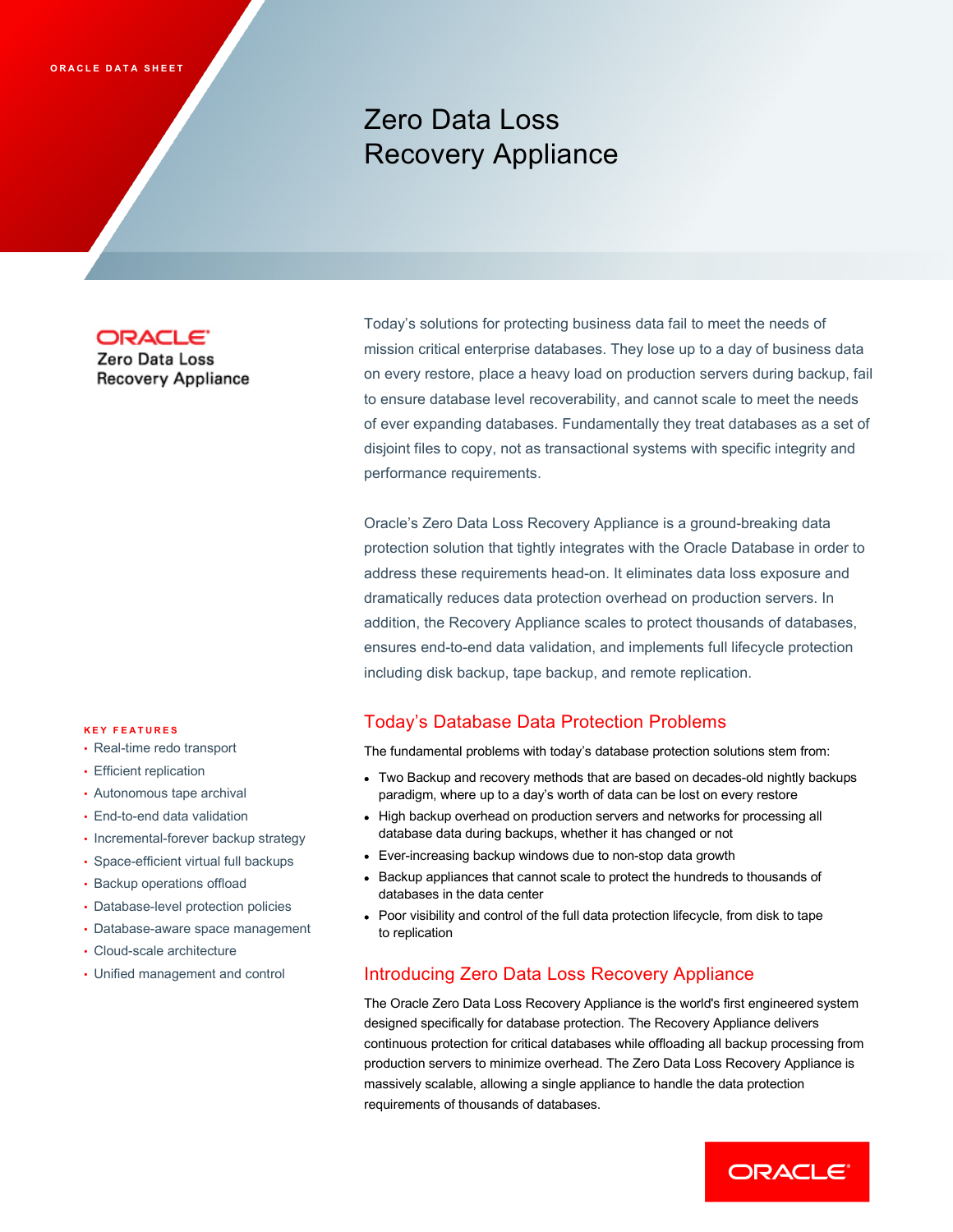ORACLE DATA SHEET

# Zero Data Loss Recovery Appliance

ORACLE
Zero Data Loss Recovery Appliance

Today's solutions for protecting business data fail to meet the needs of mission critical enterprise databases. They lose up to a day of business data on every restore, place a heavy load on production servers during backup, fail to ensure database level recoverability, and cannot scale to meet the needs of ever expanding databases. Fundamentally they treat databases as a set of disjoint files to copy, not as transactional systems with specific integrity and performance requirements.

Oracle's Zero Data Loss Recovery Appliance is a ground-breaking data protection solution that tightly integrates with the Oracle Database in order to address these requirements head-on. It eliminates data loss exposure and dramatically reduces data protection overhead on production servers. In addition, the Recovery Appliance scales to protect thousands of databases, ensures end-to-end data validation, and implements full lifecycle protection including disk backup, tape backup, and remote replication.

**KEY FEATURES**

- Real-time redo transport
- Efficient replication
- Autonomous tape archival
- End-to-end data validation
- Incremental-forever backup strategy
- Space-efficient virtual full backups
- Backup operations offload
- Database-level protection policies
- Database-aware space management
- Cloud-scale architecture
- Unified management and control

## Today's Database Data Protection Problems

The fundamental problems with today's database protection solutions stem from:

- Two Backup and recovery methods that are based on decades-old nightly backups paradigm, where up to a day's worth of data can be lost on every restore
- High backup overhead on production servers and networks for processing all database data during backups, whether it has changed or not
- Ever-increasing backup windows due to non-stop data growth
- Backup appliances that cannot scale to protect the hundreds to thousands of databases in the data center
- Poor visibility and control of the full data protection lifecycle, from disk to tape to replication

## Introducing Zero Data Loss Recovery Appliance

The Oracle Zero Data Loss Recovery Appliance is the world's first engineered system designed specifically for database protection. The Recovery Appliance delivers continuous protection for critical databases while offloading all backup processing from production servers to minimize overhead. The Zero Data Loss Recovery Appliance is massively scalable, allowing a single appliance to handle the data protection requirements of thousands of databases.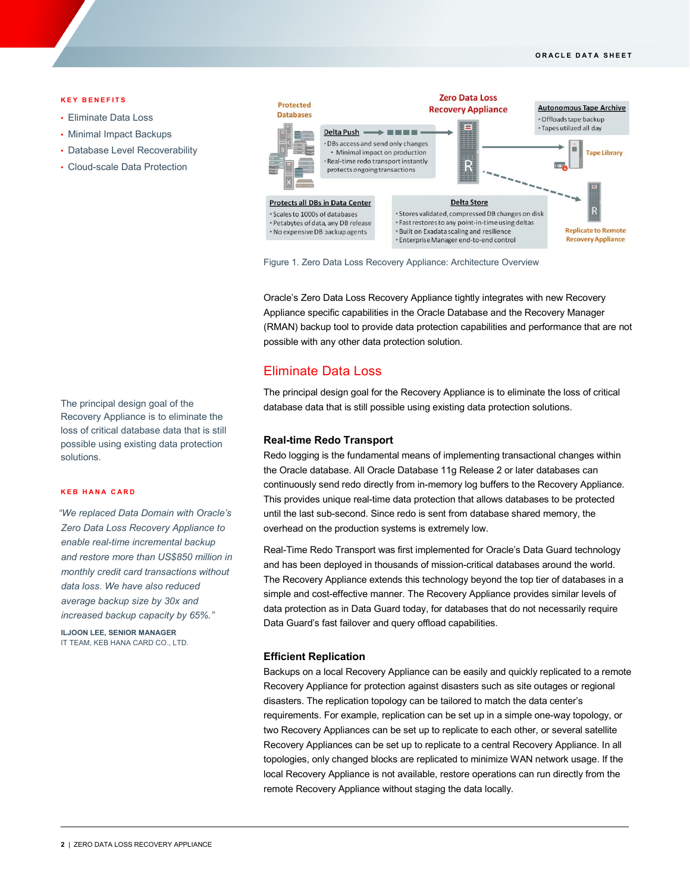**KEY BENEFITS**

- Eliminate Data Loss
- Minimal Impact Backups
- Database Level Recoverability
- Cloud-scale Data Protection

Protected Databases

Zero Data Loss Recovery Appliance

Autonomous Tape Archive
- Offloads tape backup
- Tapes utilized all day

Delta Push
- DBs access and send only changes
- Minimal impact on production
- Real-time redo transport instantly protects ongoing transactions

Tape Library

Protects all DBs in Data Center
- Scales to 1000s of databases
- Petabytes of data, any DB release
- No expensive DB backup agents

Delta Store
- Stores validated, compressed DB changes on disk
- Fast restores to any point-in-time using deltas
- Built on Exadata scaling and resilience
- Enterprise Manager end-to-end control

Replicate to Remote Recovery Appliance

Figure 1. Zero Data Loss Recovery Appliance: Architecture Overview

Oracle's Zero Data Loss Recovery Appliance tightly integrates with new Recovery Appliance specific capabilities in the Oracle Database and the Recovery Manager (RMAN) backup tool to provide data protection capabilities and performance that are not possible with any other data protection solution.

## Eliminate Data Loss

The principal design goal for the Recovery Appliance is to eliminate the loss of critical database data that is still possible using existing data protection solutions.

### Real-time Redo Transport

Redo logging is the fundamental means of implementing transactional changes within the Oracle database. All Oracle Database 11g Release 2 or later databases can continuously send redo directly from in-memory log buffers to the Recovery Appliance. This provides unique real-time data protection that allows databases to be protected until the last sub-second. Since redo is sent from database shared memory, the overhead on the production systems is extremely low.

Real-Time Redo Transport was first implemented for Oracle's Data Guard technology and has been deployed in thousands of mission-critical databases around the world. The Recovery Appliance extends this technology beyond the top tier of databases in a simple and cost-effective manner. The Recovery Appliance provides similar levels of data protection as in Data Guard today, for databases that do not necessarily require Data Guard's fast failover and query offload capabilities.

### Efficient Replication

Backups on a local Recovery Appliance can be easily and quickly replicated to a remote Recovery Appliance for protection against disasters such as site outages or regional disasters. The replication topology can be tailored to match the data center's requirements. For example, replication can be set up in a simple one-way topology, or two Recovery Appliances can be set up to replicate to each other, or several satellite Recovery Appliances can be set up to replicate to a central Recovery Appliance. In all topologies, only changed blocks are replicated to minimize WAN network usage. If the local Recovery Appliance is not available, restore operations can run directly from the remote Recovery Appliance without staging the data locally.

The principal design goal of the Recovery Appliance is to eliminate the loss of critical database data that is still possible using existing data protection solutions.

**KEB HANA CARD**

*"We replaced Data Domain with Oracle's Zero Data Loss Recovery Appliance to enable real-time incremental backup and restore more than US$850 million in monthly credit card transactions without data loss. We have also reduced average backup size by 30x and increased backup capacity by 65%."*

**ILJOON LEE, SENIOR MANAGER**
IT TEAM, KEB HANA CARD CO., LTD.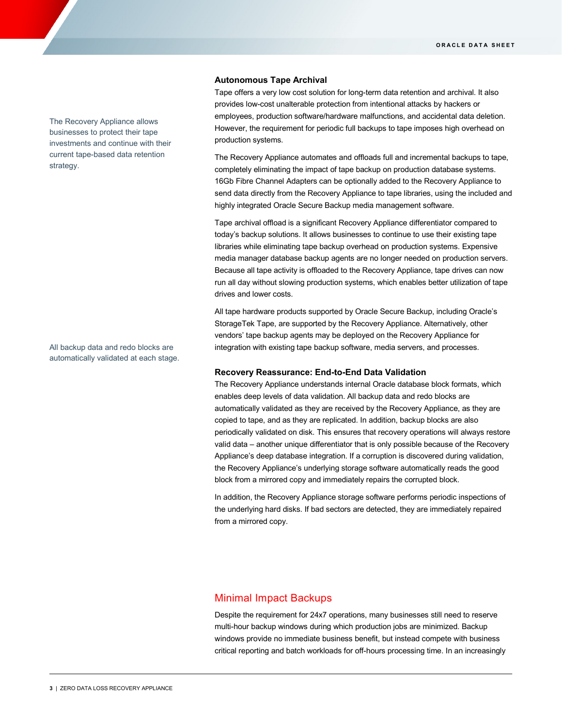The Recovery Appliance allows businesses to protect their tape investments and continue with their current tape-based data retention strategy.

### Autonomous Tape Archival

Tape offers a very low cost solution for long-term data retention and archival. It also provides low-cost unalterable protection from intentional attacks by hackers or employees, production software/hardware malfunctions, and accidental data deletion. However, the requirement for periodic full backups to tape imposes high overhead on production systems.

The Recovery Appliance automates and offloads full and incremental backups to tape, completely eliminating the impact of tape backup on production database systems. 16Gb Fibre Channel Adapters can be optionally added to the Recovery Appliance to send data directly from the Recovery Appliance to tape libraries, using the included and highly integrated Oracle Secure Backup media management software.

Tape archival offload is a significant Recovery Appliance differentiator compared to today's backup solutions. It allows businesses to continue to use their existing tape libraries while eliminating tape backup overhead on production systems. Expensive media manager database backup agents are no longer needed on production servers. Because all tape activity is offloaded to the Recovery Appliance, tape drives can now run all day without slowing production systems, which enables better utilization of tape drives and lower costs.

All tape hardware products supported by Oracle Secure Backup, including Oracle's StorageTek Tape, are supported by the Recovery Appliance. Alternatively, other vendors' tape backup agents may be deployed on the Recovery Appliance for integration with existing tape backup software, media servers, and processes.

All backup data and redo blocks are automatically validated at each stage.

### Recovery Reassurance: End-to-End Data Validation

The Recovery Appliance understands internal Oracle database block formats, which enables deep levels of data validation. All backup data and redo blocks are automatically validated as they are received by the Recovery Appliance, as they are copied to tape, and as they are replicated. In addition, backup blocks are also periodically validated on disk. This ensures that recovery operations will always restore valid data – another unique differentiator that is only possible because of the Recovery Appliance's deep database integration. If a corruption is discovered during validation, the Recovery Appliance's underlying storage software automatically reads the good block from a mirrored copy and immediately repairs the corrupted block.

In addition, the Recovery Appliance storage software performs periodic inspections of the underlying hard disks. If bad sectors are detected, they are immediately repaired from a mirrored copy.

## Minimal Impact Backups

Despite the requirement for 24x7 operations, many businesses still need to reserve multi-hour backup windows during which production jobs are minimized. Backup windows provide no immediate business benefit, but instead compete with business critical reporting and batch workloads for off-hours processing time. In an increasingly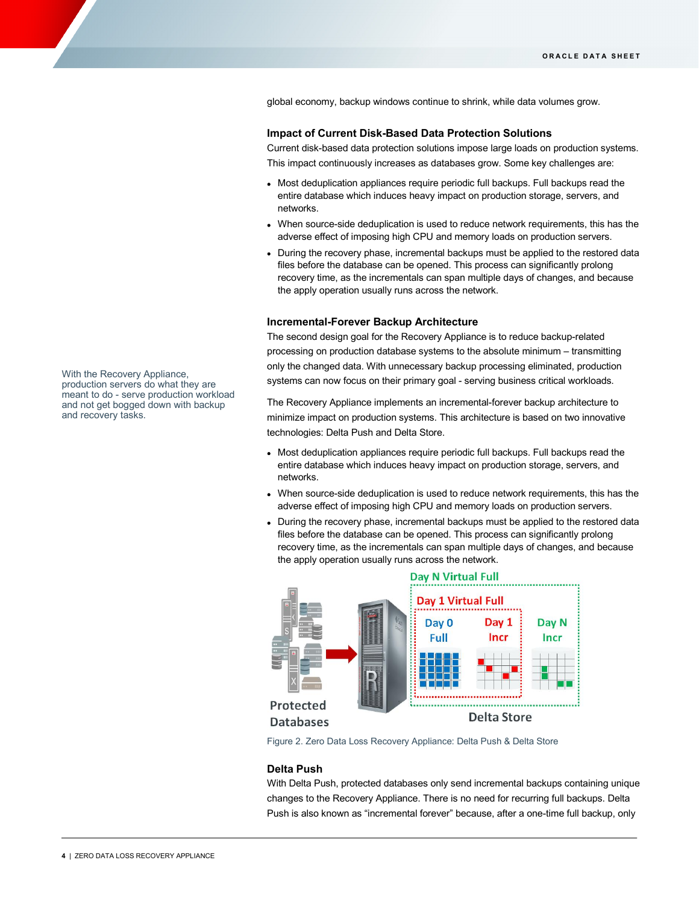global economy, backup windows continue to shrink, while data volumes grow.

### Impact of Current Disk-Based Data Protection Solutions

Current disk-based data protection solutions impose large loads on production systems. This impact continuously increases as databases grow. Some key challenges are:

- Most deduplication appliances require periodic full backups. Full backups read the entire database which induces heavy impact on production storage, servers, and networks.
- When source-side deduplication is used to reduce network requirements, this has the adverse effect of imposing high CPU and memory loads on production servers.
- During the recovery phase, incremental backups must be applied to the restored data files before the database can be opened. This process can significantly prolong recovery time, as the incrementals can span multiple days of changes, and because the apply operation usually runs across the network.

### Incremental-Forever Backup Architecture

With the Recovery Appliance, production servers do what they are meant to do - serve production workload and not get bogged down with backup and recovery tasks.

The second design goal for the Recovery Appliance is to reduce backup-related processing on production database systems to the absolute minimum – transmitting only the changed data. With unnecessary backup processing eliminated, production systems can now focus on their primary goal - serving business critical workloads.

The Recovery Appliance implements an incremental-forever backup architecture to minimize impact on production systems. This architecture is based on two innovative technologies: Delta Push and Delta Store.

- Most deduplication appliances require periodic full backups. Full backups read the entire database which induces heavy impact on production storage, servers, and networks.
- When source-side deduplication is used to reduce network requirements, this has the adverse effect of imposing high CPU and memory loads on production servers.
- During the recovery phase, incremental backups must be applied to the restored data files before the database can be opened. This process can significantly prolong recovery time, as the incrementals can span multiple days of changes, and because the apply operation usually runs across the network.

Figure 2. Zero Data Loss Recovery Appliance: Delta Push & Delta Store

### Delta Push

With Delta Push, protected databases only send incremental backups containing unique changes to the Recovery Appliance. There is no need for recurring full backups. Delta Push is also known as "incremental forever" because, after a one-time full backup, only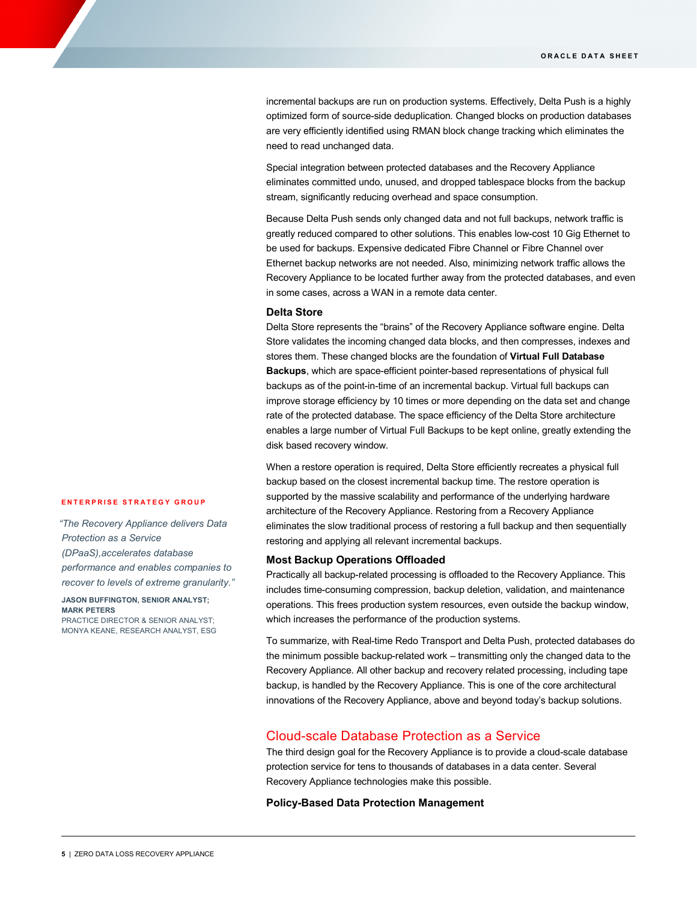incremental backups are run on production systems. Effectively, Delta Push is a highly optimized form of source-side deduplication. Changed blocks on production databases are very efficiently identified using RMAN block change tracking which eliminates the need to read unchanged data.

Special integration between protected databases and the Recovery Appliance eliminates committed undo, unused, and dropped tablespace blocks from the backup stream, significantly reducing overhead and space consumption.

Because Delta Push sends only changed data and not full backups, network traffic is greatly reduced compared to other solutions. This enables low-cost 10 Gig Ethernet to be used for backups. Expensive dedicated Fibre Channel or Fibre Channel over Ethernet backup networks are not needed. Also, minimizing network traffic allows the Recovery Appliance to be located further away from the protected databases, and even in some cases, across a WAN in a remote data center.

### Delta Store

Delta Store represents the "brains" of the Recovery Appliance software engine. Delta Store validates the incoming changed data blocks, and then compresses, indexes and stores them. These changed blocks are the foundation of **Virtual Full Database Backups**, which are space-efficient pointer-based representations of physical full backups as of the point-in-time of an incremental backup. Virtual full backups can improve storage efficiency by 10 times or more depending on the data set and change rate of the protected database. The space efficiency of the Delta Store architecture enables a large number of Virtual Full Backups to be kept online, greatly extending the disk based recovery window.

When a restore operation is required, Delta Store efficiently recreates a physical full backup based on the closest incremental backup time. The restore operation is supported by the massive scalability and performance of the underlying hardware architecture of the Recovery Appliance. Restoring from a Recovery Appliance eliminates the slow traditional process of restoring a full backup and then sequentially restoring and applying all relevant incremental backups.

**ENTERPRISE STRATEGY GROUP**

*"The Recovery Appliance delivers Data Protection as a Service (DPaaS),accelerates database performance and enables companies to recover to levels of extreme granularity."*

**JASON BUFFINGTON, SENIOR ANALYST; MARK PETERS**
PRACTICE DIRECTOR & SENIOR ANALYST; MONYA KEANE, RESEARCH ANALYST, ESG

### Most Backup Operations Offloaded

Practically all backup-related processing is offloaded to the Recovery Appliance. This includes time-consuming compression, backup deletion, validation, and maintenance operations. This frees production system resources, even outside the backup window, which increases the performance of the production systems.

To summarize, with Real-time Redo Transport and Delta Push, protected databases do the minimum possible backup-related work – transmitting only the changed data to the Recovery Appliance. All other backup and recovery related processing, including tape backup, is handled by the Recovery Appliance. This is one of the core architectural innovations of the Recovery Appliance, above and beyond today's backup solutions.

## Cloud-scale Database Protection as a Service

The third design goal for the Recovery Appliance is to provide a cloud-scale database protection service for tens to thousands of databases in a data center. Several Recovery Appliance technologies make this possible.

### Policy-Based Data Protection Management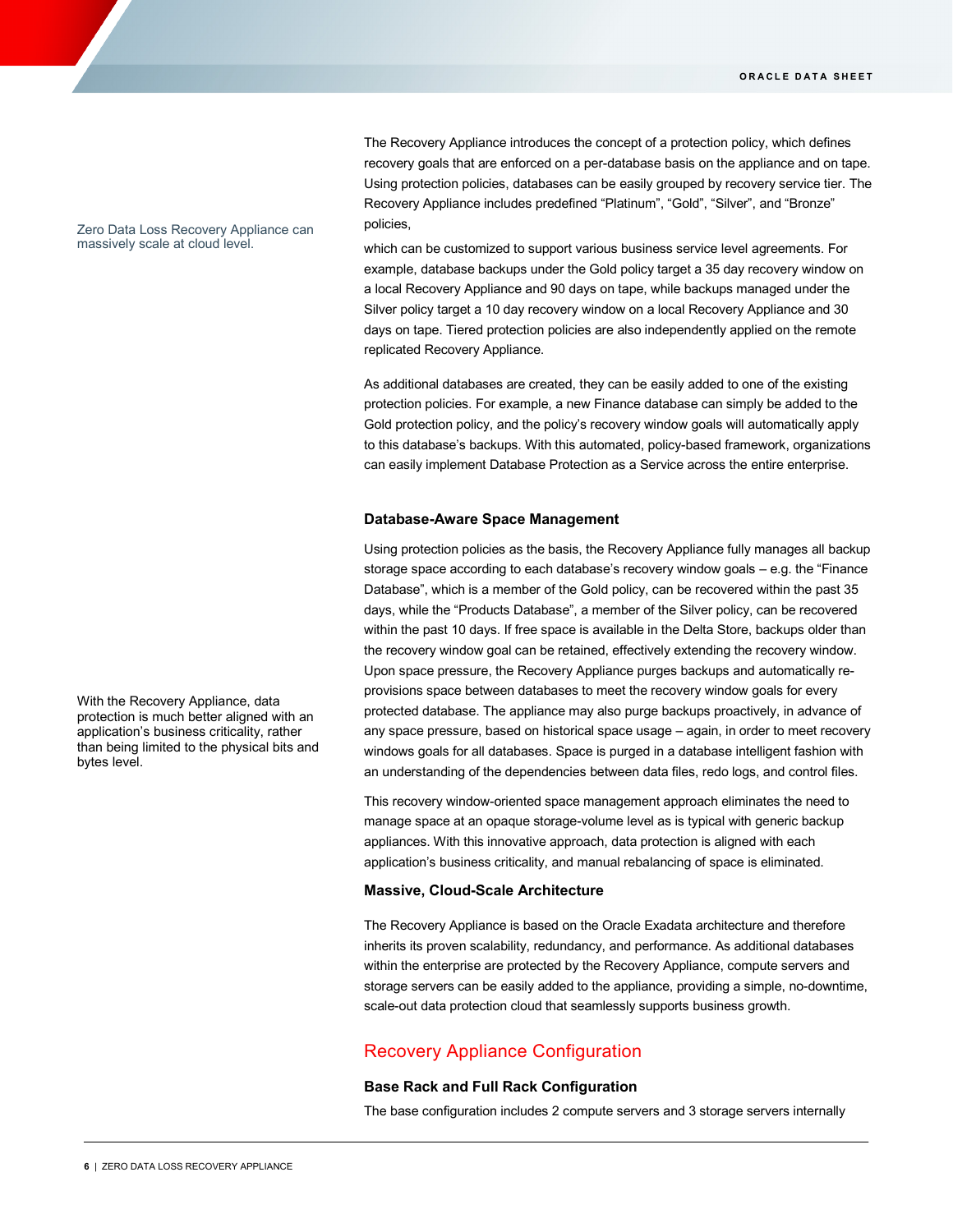The Recovery Appliance introduces the concept of a protection policy, which defines recovery goals that are enforced on a per-database basis on the appliance and on tape. Using protection policies, databases can be easily grouped by recovery service tier. The Recovery Appliance includes predefined “Platinum”, “Gold”, “Silver”, and “Bronze” policies,

Zero Data Loss Recovery Appliance can massively scale at cloud level.

which can be customized to support various business service level agreements. For example, database backups under the Gold policy target a 35 day recovery window on a local Recovery Appliance and 90 days on tape, while backups managed under the Silver policy target a 10 day recovery window on a local Recovery Appliance and 30 days on tape. Tiered protection policies are also independently applied on the remote replicated Recovery Appliance.

As additional databases are created, they can be easily added to one of the existing protection policies. For example, a new Finance database can simply be added to the Gold protection policy, and the policy’s recovery window goals will automatically apply to this database’s backups. With this automated, policy-based framework, organizations can easily implement Database Protection as a Service across the entire enterprise.

### Database-Aware Space Management

Using protection policies as the basis, the Recovery Appliance fully manages all backup storage space according to each database’s recovery window goals – e.g. the “Finance Database”, which is a member of the Gold policy, can be recovered within the past 35 days, while the “Products Database”, a member of the Silver policy, can be recovered within the past 10 days. If free space is available in the Delta Store, backups older than the recovery window goal can be retained, effectively extending the recovery window. Upon space pressure, the Recovery Appliance purges backups and automatically re-provisions space between databases to meet the recovery window goals for every protected database. The appliance may also purge backups proactively, in advance of any space pressure, based on historical space usage – again, in order to meet recovery windows goals for all databases. Space is purged in a database intelligent fashion with an understanding of the dependencies between data files, redo logs, and control files.

With the Recovery Appliance, data protection is much better aligned with an application’s business criticality, rather than being limited to the physical bits and bytes level.

This recovery window-oriented space management approach eliminates the need to manage space at an opaque storage-volume level as is typical with generic backup appliances. With this innovative approach, data protection is aligned with each application’s business criticality, and manual rebalancing of space is eliminated.

### Massive, Cloud-Scale Architecture

The Recovery Appliance is based on the Oracle Exadata architecture and therefore inherits its proven scalability, redundancy, and performance. As additional databases within the enterprise are protected by the Recovery Appliance, compute servers and storage servers can be easily added to the appliance, providing a simple, no-downtime, scale-out data protection cloud that seamlessly supports business growth.

## Recovery Appliance Configuration

### Base Rack and Full Rack Configuration

The base configuration includes 2 compute servers and 3 storage servers internally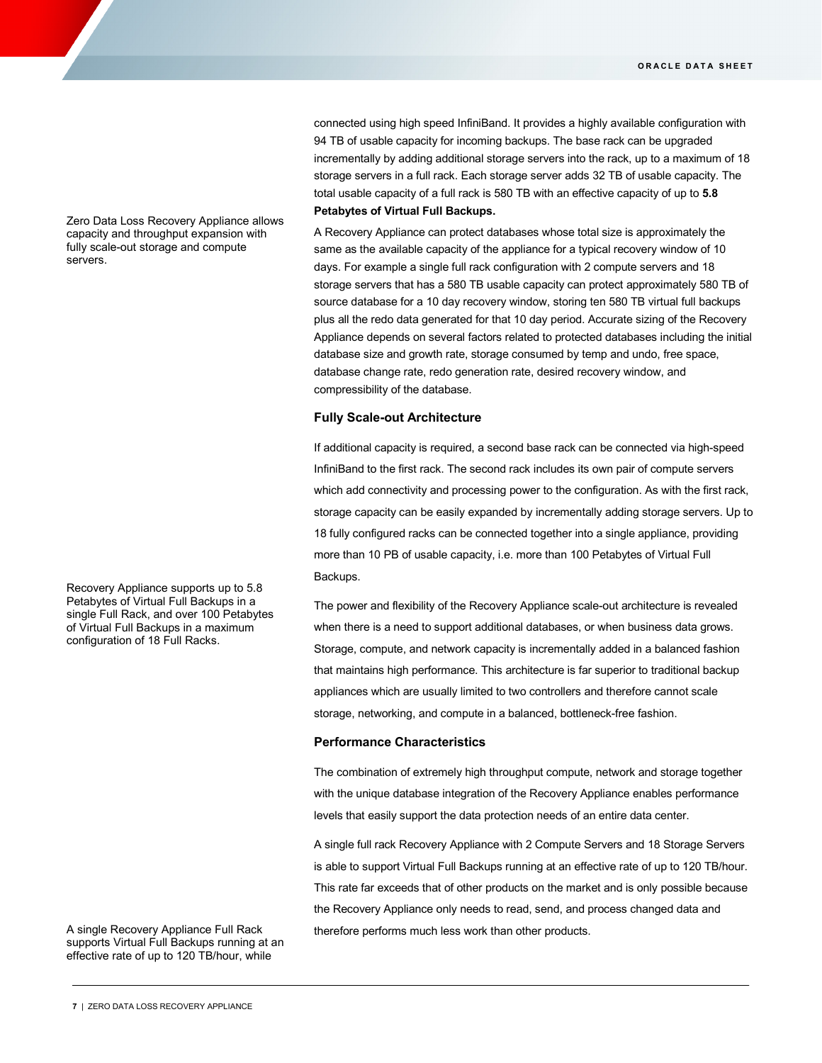connected using high speed InfiniBand. It provides a highly available configuration with 94 TB of usable capacity for incoming backups. The base rack can be upgraded incrementally by adding additional storage servers into the rack, up to a maximum of 18 storage servers in a full rack. Each storage server adds 32 TB of usable capacity. The total usable capacity of a full rack is 580 TB with an effective capacity of up to **5.8 Petabytes of Virtual Full Backups.**

Zero Data Loss Recovery Appliance allows capacity and throughput expansion with fully scale-out storage and compute servers.

A Recovery Appliance can protect databases whose total size is approximately the same as the available capacity of the appliance for a typical recovery window of 10 days. For example a single full rack configuration with 2 compute servers and 18 storage servers that has a 580 TB usable capacity can protect approximately 580 TB of source database for a 10 day recovery window, storing ten 580 TB virtual full backups plus all the redo data generated for that 10 day period. Accurate sizing of the Recovery Appliance depends on several factors related to protected databases including the initial database size and growth rate, storage consumed by temp and undo, free space, database change rate, redo generation rate, desired recovery window, and compressibility of the database.

### Fully Scale-out Architecture

If additional capacity is required, a second base rack can be connected via high-speed InfiniBand to the first rack. The second rack includes its own pair of compute servers which add connectivity and processing power to the configuration. As with the first rack, storage capacity can be easily expanded by incrementally adding storage servers. Up to 18 fully configured racks can be connected together into a single appliance, providing more than 10 PB of usable capacity, i.e. more than 100 Petabytes of Virtual Full Backups.

Recovery Appliance supports up to 5.8 Petabytes of Virtual Full Backups in a single Full Rack, and over 100 Petabytes of Virtual Full Backups in a maximum configuration of 18 Full Racks.

The power and flexibility of the Recovery Appliance scale-out architecture is revealed when there is a need to support additional databases, or when business data grows. Storage, compute, and network capacity is incrementally added in a balanced fashion that maintains high performance. This architecture is far superior to traditional backup appliances which are usually limited to two controllers and therefore cannot scale storage, networking, and compute in a balanced, bottleneck-free fashion.

### Performance Characteristics

The combination of extremely high throughput compute, network and storage together with the unique database integration of the Recovery Appliance enables performance levels that easily support the data protection needs of an entire data center.

A single full rack Recovery Appliance with 2 Compute Servers and 18 Storage Servers is able to support Virtual Full Backups running at an effective rate of up to 120 TB/hour. This rate far exceeds that of other products on the market and is only possible because the Recovery Appliance only needs to read, send, and process changed data and therefore performs much less work than other products.

A single Recovery Appliance Full Rack supports Virtual Full Backups running at an effective rate of up to 120 TB/hour, while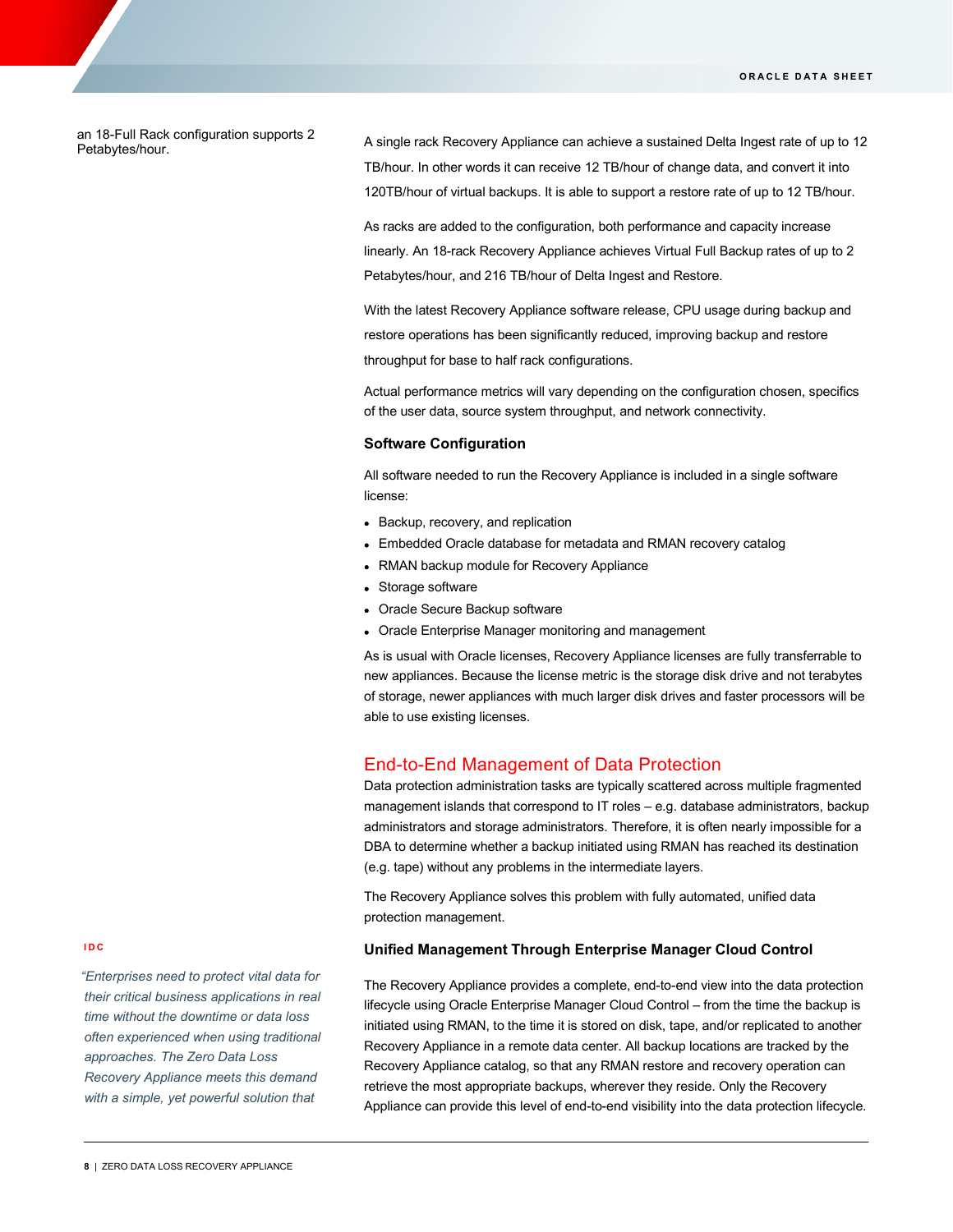an 18-Full Rack configuration supports 2 Petabytes/hour.

A single rack Recovery Appliance can achieve a sustained Delta Ingest rate of up to 12 TB/hour. In other words it can receive 12 TB/hour of change data, and convert it into 120TB/hour of virtual backups. It is able to support a restore rate of up to 12 TB/hour.

As racks are added to the configuration, both performance and capacity increase linearly. An 18-rack Recovery Appliance achieves Virtual Full Backup rates of up to 2 Petabytes/hour, and 216 TB/hour of Delta Ingest and Restore.

With the latest Recovery Appliance software release, CPU usage during backup and restore operations has been significantly reduced, improving backup and restore throughput for base to half rack configurations.

Actual performance metrics will vary depending on the configuration chosen, specifics of the user data, source system throughput, and network connectivity.

### Software Configuration

All software needed to run the Recovery Appliance is included in a single software license:

- Backup, recovery, and replication
- Embedded Oracle database for metadata and RMAN recovery catalog
- RMAN backup module for Recovery Appliance
- Storage software
- Oracle Secure Backup software
- Oracle Enterprise Manager monitoring and management

As is usual with Oracle licenses, Recovery Appliance licenses are fully transferrable to new appliances. Because the license metric is the storage disk drive and not terabytes of storage, newer appliances with much larger disk drives and faster processors will be able to use existing licenses.

## End-to-End Management of Data Protection

Data protection administration tasks are typically scattered across multiple fragmented management islands that correspond to IT roles – e.g. database administrators, backup administrators and storage administrators. Therefore, it is often nearly impossible for a DBA to determine whether a backup initiated using RMAN has reached its destination (e.g. tape) without any problems in the intermediate layers.

The Recovery Appliance solves this problem with fully automated, unified data protection management.

**IDC**

*"Enterprises need to protect vital data for their critical business applications in real time without the downtime or data loss often experienced when using traditional approaches. The Zero Data Loss Recovery Appliance meets this demand with a simple, yet powerful solution that*

### Unified Management Through Enterprise Manager Cloud Control

The Recovery Appliance provides a complete, end-to-end view into the data protection lifecycle using Oracle Enterprise Manager Cloud Control – from the time the backup is initiated using RMAN, to the time it is stored on disk, tape, and/or replicated to another Recovery Appliance in a remote data center. All backup locations are tracked by the Recovery Appliance catalog, so that any RMAN restore and recovery operation can retrieve the most appropriate backups, wherever they reside. Only the Recovery Appliance can provide this level of end-to-end visibility into the data protection lifecycle.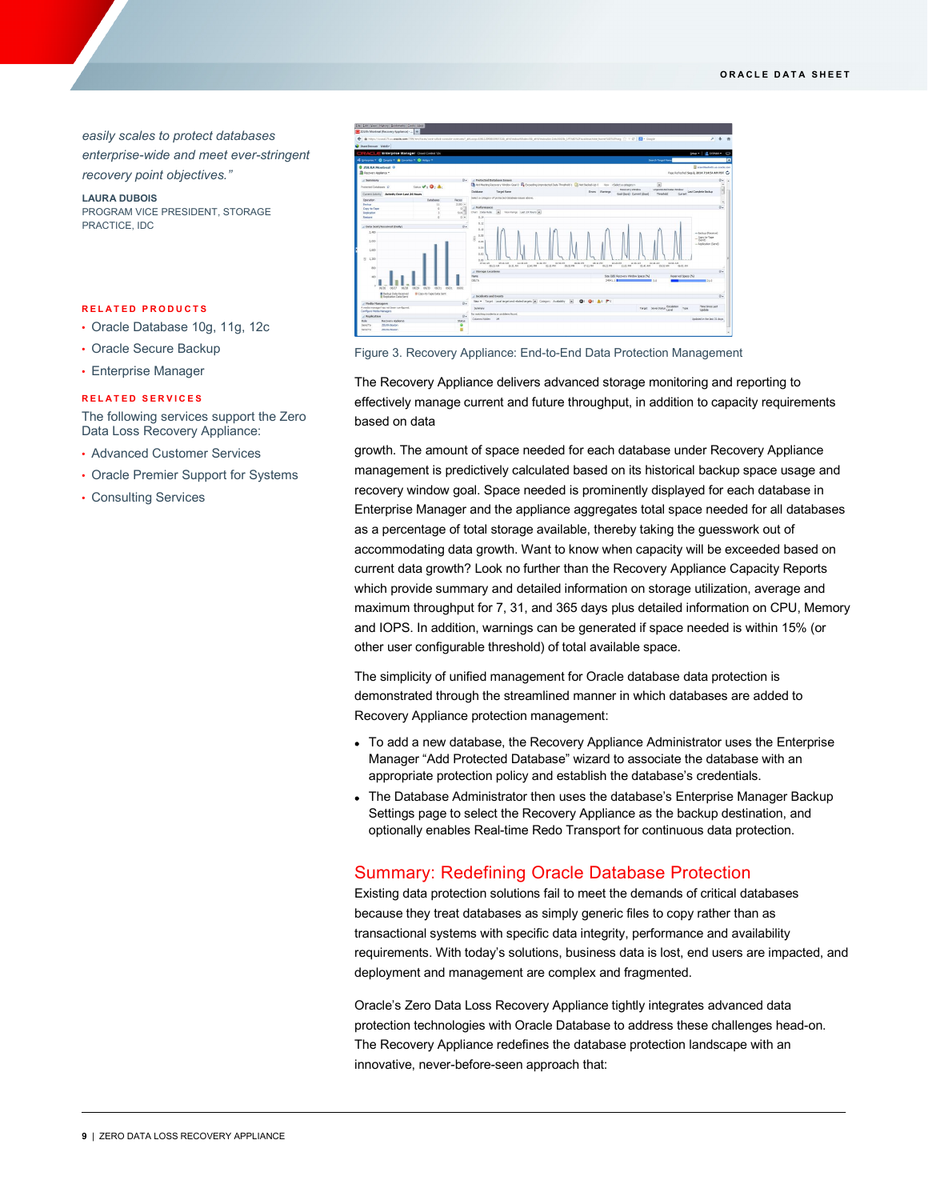*easily scales to protect databases enterprise-wide and meet ever-stringent recovery point objectives."*

**LAURA DUBOIS**
PROGRAM VICE PRESIDENT, STORAGE PRACTICE, IDC

**RELATED PRODUCTS**

- Oracle Database 10g, 11g, 12c
- Oracle Secure Backup
- Enterprise Manager

**RELATED SERVICES**

The following services support the Zero Data Loss Recovery Appliance:

- Advanced Customer Services
- Oracle Premier Support for Systems
- Consulting Services

Figure 3. Recovery Appliance: End-to-End Data Protection Management

The Recovery Appliance delivers advanced storage monitoring and reporting to effectively manage current and future throughput, in addition to capacity requirements based on data

growth. The amount of space needed for each database under Recovery Appliance management is predictively calculated based on its historical backup space usage and recovery window goal. Space needed is prominently displayed for each database in Enterprise Manager and the appliance aggregates total space needed for all databases as a percentage of total storage available, thereby taking the guesswork out of accommodating data growth. Want to know when capacity will be exceeded based on current data growth? Look no further than the Recovery Appliance Capacity Reports which provide summary and detailed information on storage utilization, average and maximum throughput for 7, 31, and 365 days plus detailed information on CPU, Memory and IOPS. In addition, warnings can be generated if space needed is within 15% (or other user configurable threshold) of total available space.

The simplicity of unified management for Oracle database data protection is demonstrated through the streamlined manner in which databases are added to Recovery Appliance protection management:

- To add a new database, the Recovery Appliance Administrator uses the Enterprise Manager "Add Protected Database" wizard to associate the database with an appropriate protection policy and establish the database's credentials.
- The Database Administrator then uses the database's Enterprise Manager Backup Settings page to select the Recovery Appliance as the backup destination, and optionally enables Real-time Redo Transport for continuous data protection.

## Summary: Redefining Oracle Database Protection

Existing data protection solutions fail to meet the demands of critical databases because they treat databases as simply generic files to copy rather than as transactional systems with specific data integrity, performance and availability requirements. With today's solutions, business data is lost, end users are impacted, and deployment and management are complex and fragmented.

Oracle's Zero Data Loss Recovery Appliance tightly integrates advanced data protection technologies with Oracle Database to address these challenges head-on. The Recovery Appliance redefines the database protection landscape with an innovative, never-before-seen approach that: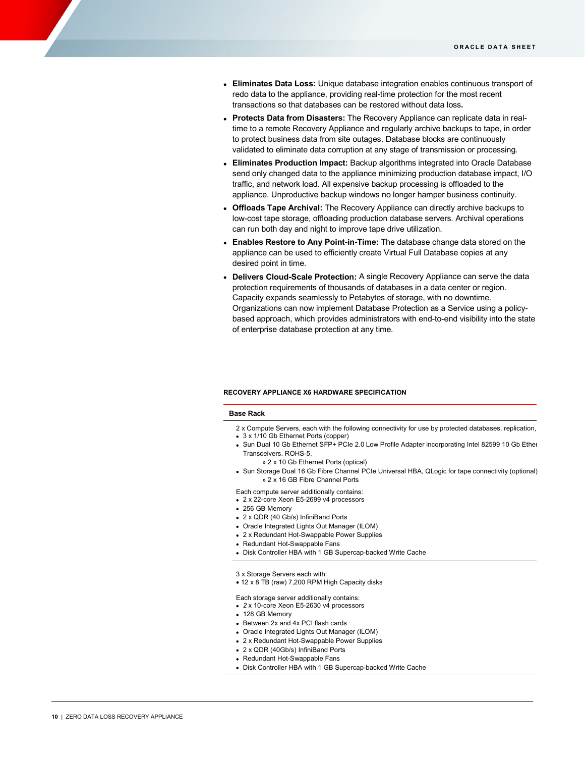- **Eliminates Data Loss:** Unique database integration enables continuous transport of redo data to the appliance, providing real-time protection for the most recent transactions so that databases can be restored without data loss**.**
- **Protects Data from Disasters:** The Recovery Appliance can replicate data in real-time to a remote Recovery Appliance and regularly archive backups to tape, in order to protect business data from site outages. Database blocks are continuously validated to eliminate data corruption at any stage of transmission or processing.
- **Eliminates Production Impact:** Backup algorithms integrated into Oracle Database send only changed data to the appliance minimizing production database impact, I/O traffic, and network load. All expensive backup processing is offloaded to the appliance. Unproductive backup windows no longer hamper business continuity.
- **Offloads Tape Archival:** The Recovery Appliance can directly archive backups to low-cost tape storage, offloading production database servers. Archival operations can run both day and night to improve tape drive utilization.
- **Enables Restore to Any Point-in-Time:** The database change data stored on the appliance can be used to efficiently create Virtual Full Database copies at any desired point in time.
- **Delivers Cloud-Scale Protection:** A single Recovery Appliance can serve the data protection requirements of thousands of databases in a data center or region. Capacity expands seamlessly to Petabytes of storage, with no downtime. Organizations can now implement Database Protection as a Service using a policy-based approach, which provides administrators with end-to-end visibility into the state of enterprise database protection at any time.

**RECOVERY APPLIANCE X6 HARDWARE SPECIFICATION**

| Base Rack |
|---|
| 2 x Compute Servers, each with the following connectivity for use by protected databases, replication,<br>• 3 x 1/10 Gb Ethernet Ports (copper)<br>• Sun Dual 10 Gb Ethernet SFP+ PCIe 2.0 Low Profile Adapter incorporating Intel 82599 10 Gb Ether Transceivers. ROHS-5.<br>» 2 x 10 Gb Ethernet Ports (optical)<br>• Sun Storage Dual 16 Gb Fibre Channel PCIe Universal HBA, QLogic for tape connectivity (optional)<br>» 2 x 16 GB Fibre Channel Ports<br><br>Each compute server additionally contains:<br>• 2 x 22-core Xeon E5-2699 v4 processors<br>• 256 GB Memory<br>• 2 x QDR (40 Gb/s) InfiniBand Ports<br>• Oracle Integrated Lights Out Manager (ILOM)<br>• 2 x Redundant Hot-Swappable Power Supplies<br>• Redundant Hot-Swappable Fans<br>• Disk Controller HBA with 1 GB Supercap-backed Write Cache |
| 3 x Storage Servers each with:<br>• 12 x 8 TB (raw) 7,200 RPM High Capacity disks<br><br>Each storage server additionally contains:<br>• *2* x 10-core Xeon E5-2630 v4 processors<br>• 128 GB Memory<br>• Between 2x and 4x PCI flash cards<br>• Oracle Integrated Lights Out Manager (ILOM)<br>• 2 x Redundant Hot-Swappable Power Supplies<br>• 2 x QDR (40Gb/s) InfiniBand Ports<br>• Redundant Hot-Swappable Fans<br>• Disk Controller HBA with 1 GB Supercap-backed Write Cache |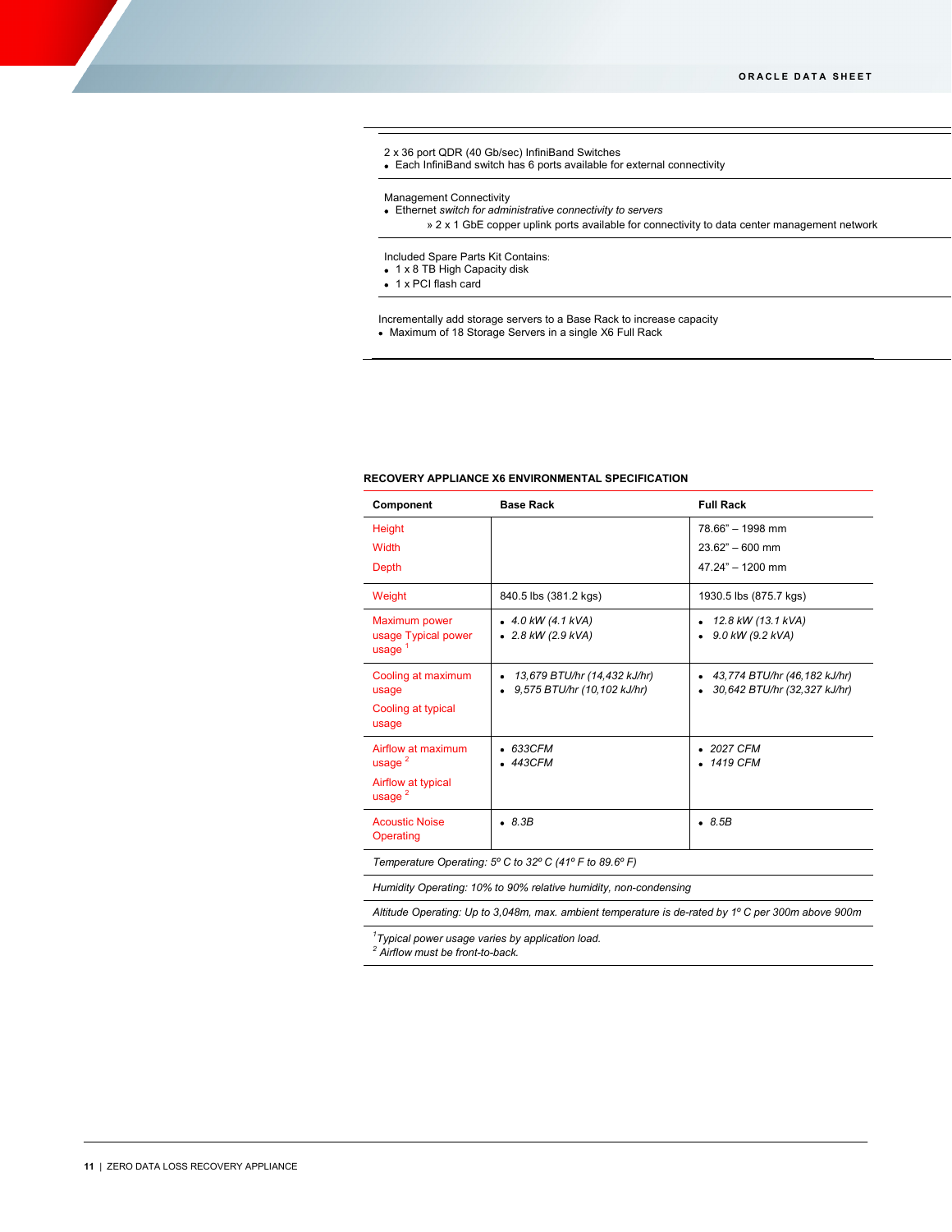2 x 36 port QDR (40 Gb/sec) InfiniBand Switches

- Each InfiniBand switch has 6 ports available for external connectivity

Management Connectivity

- Ethernet *switch for administrative connectivity to servers*
  - » 2 x 1 GbE copper uplink ports available for connectivity to data center management network

Included Spare Parts Kit Contains:

- 1 x 8 TB High Capacity disk
- 1 x PCI flash card

Incrementally add storage servers to a Base Rack to increase capacity

- Maximum of 18 Storage Servers in a single X6 Full Rack

**RECOVERY APPLIANCE X6 ENVIRONMENTAL SPECIFICATION**

| Component | Base Rack | Full Rack |
|---|---|---|
| Height<br>Width<br>Depth | | 78.66" – 1998 mm<br>23.62" – 600 mm<br>47.24" – 1200 mm |
| Weight | 840.5 lbs (381.2 kgs) | 1930.5 lbs (875.7 kgs) |
| Maximum power usage Typical power usage [1] | • *4.0 kW (4.1 kVA)*<br>• *2.8 kW (2.9 kVA)* | • *12.8 kW (13.1 kVA)*<br>• *9.0 kW (9.2 kVA)* |
| Cooling at maximum usage<br>Cooling at typical usage | • *13,679 BTU/hr (14,432 kJ/hr)*<br>• *9,575 BTU/hr (10,102 kJ/hr)* | • *43,774 BTU/hr (46,182 kJ/hr)*<br>• *30,642 BTU/hr (32,327 kJ/hr)* |
| Airflow at maximum usage [2]<br>Airflow at typical usage [2] | • *633CFM*<br>• *443CFM* | • *2027 CFM*<br>• *1419 CFM* |
| Acoustic Noise Operating | • *8.3B* | • *8.5B* |
| *Temperature Operating: 5º C to 32º C (41º F to 89.6º F)* | | |
| *Humidity Operating: 10% to 90% relative humidity, non-condensing* | | |
| *Altitude Operating: Up to 3,048m, max. ambient temperature is de-rated by 1º C per 300m above 900m* | | |

*[1] Typical power usage varies by application load.*
*[2] Airflow must be front-to-back.*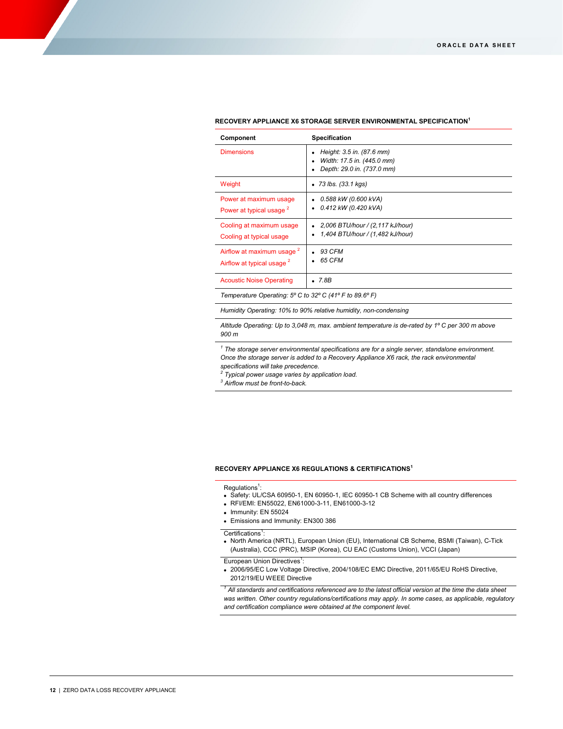### RECOVERY APPLIANCE X6 STORAGE SERVER ENVIRONMENTAL SPECIFICATION[1]

| Component | Specification |
| --- | --- |
| Dimensions | • *Height: 3.5 in. (87.6 mm)*<br>• *Width: 17.5 in. (445.0 mm)*<br>• *Depth: 29.0 in. (737.0 mm)* |
| Weight | • *73 lbs. (33.1 kgs)* |
| Power at maximum usage<br>Power at typical usage [2] | • *0.588 kW (0.600 kVA)*<br>• *0.412 kW (0.420 kVA)* |
| Cooling at maximum usage<br>Cooling at typical usage | • *2,006 BTU/hour / (2,117 kJ/hour)*<br>• *1,404 BTU/hour / (1,482 kJ/hour)* |
| Airflow at maximum usage [2]<br>Airflow at typical usage [2] | • *93 CFM*<br>• *65 CFM* |
| Acoustic Noise Operating | • *7.8B* |
| *Temperature Operating: 5º C to 32º C (41º F to 89.6º F)* | |
| *Humidity Operating: 10% to 90% relative humidity, non-condensing* | |
| *Altitude Operating: Up to 3,048 m, max. ambient temperature is de-rated by 1º C per 300 m above 900 m* | |

*[1] The storage server environmental specifications are for a single server, standalone environment. Once the storage server is added to a Recovery Appliance X6 rack, the rack environmental specifications will take precedence.*
*[2] Typical power usage varies by application load.*
*[3] Airflow must be front-to-back.*

### RECOVERY APPLIANCE X6 REGULATIONS & CERTIFICATIONS[1]

Regulations[1]:
- Safety: UL/CSA 60950-1, EN 60950-1, IEC 60950-1 CB Scheme with all country differences
- RFI/EMI: EN55022, EN61000-3-11, EN61000-3-12
- Immunity: EN 55024
- Emissions and Immunity: EN300 386

Certifications[1]:
- North America (NRTL), European Union (EU), International CB Scheme, BSMI (Taiwan), C-Tick (Australia), CCC (PRC), MSIP (Korea), CU EAC (Customs Union), VCCI (Japan)

European Union Directives[1]:
- 2006/95/EC Low Voltage Directive, 2004/108/EC EMC Directive, 2011/65/EU RoHS Directive, 2012/19/EU WEEE Directive

*[1] All standards and certifications referenced are to the latest official version at the time the data sheet was written. Other country regulations/certifications may apply. In some cases, as applicable, regulatory and certification compliance were obtained at the component level.*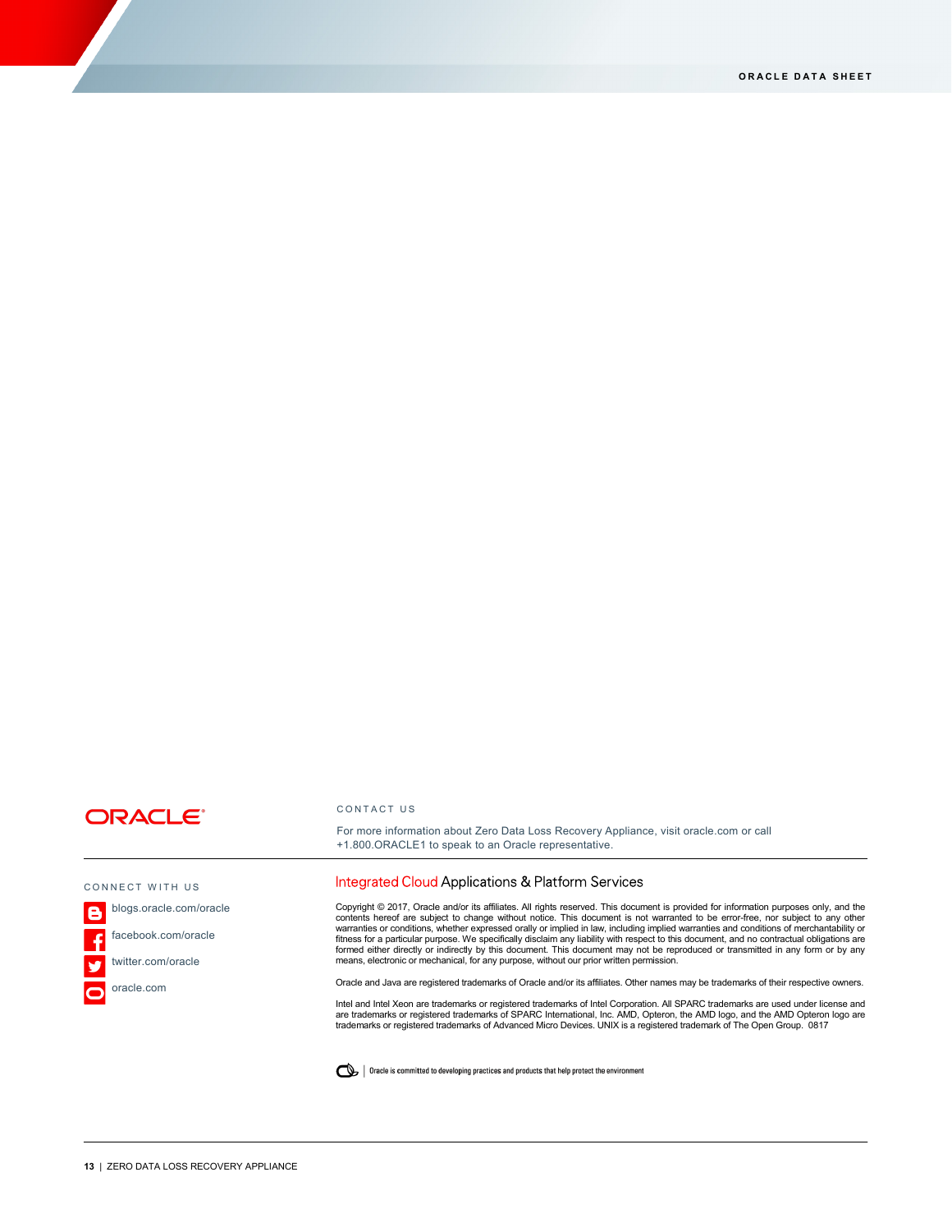ORACLE

CONTACT US

For more information about Zero Data Loss Recovery Appliance, visit oracle.com or call +1.800.ORACLE1 to speak to an Oracle representative.

CONNECT WITH US

- blogs.oracle.com/oracle
- facebook.com/oracle
- twitter.com/oracle
- oracle.com

Integrated Cloud Applications & Platform Services

Copyright © 2017, Oracle and/or its affiliates. All rights reserved. This document is provided for information purposes only, and the contents hereof are subject to change without notice. This document is not warranted to be error-free, nor subject to any other warranties or conditions, whether expressed orally or implied in law, including implied warranties and conditions of merchantability or fitness for a particular purpose. We specifically disclaim any liability with respect to this document, and no contractual obligations are formed either directly or indirectly by this document. This document may not be reproduced or transmitted in any form or by any means, electronic or mechanical, for any purpose, without our prior written permission.

Oracle and Java are registered trademarks of Oracle and/or its affiliates. Other names may be trademarks of their respective owners.

Intel and Intel Xeon are trademarks or registered trademarks of Intel Corporation. All SPARC trademarks are used under license and are trademarks or registered trademarks of SPARC International, Inc. AMD, Opteron, the AMD logo, and the AMD Opteron logo are trademarks or registered trademarks of Advanced Micro Devices. UNIX is a registered trademark of The Open Group. 0817

Oracle is committed to developing practices and products that help protect the environment